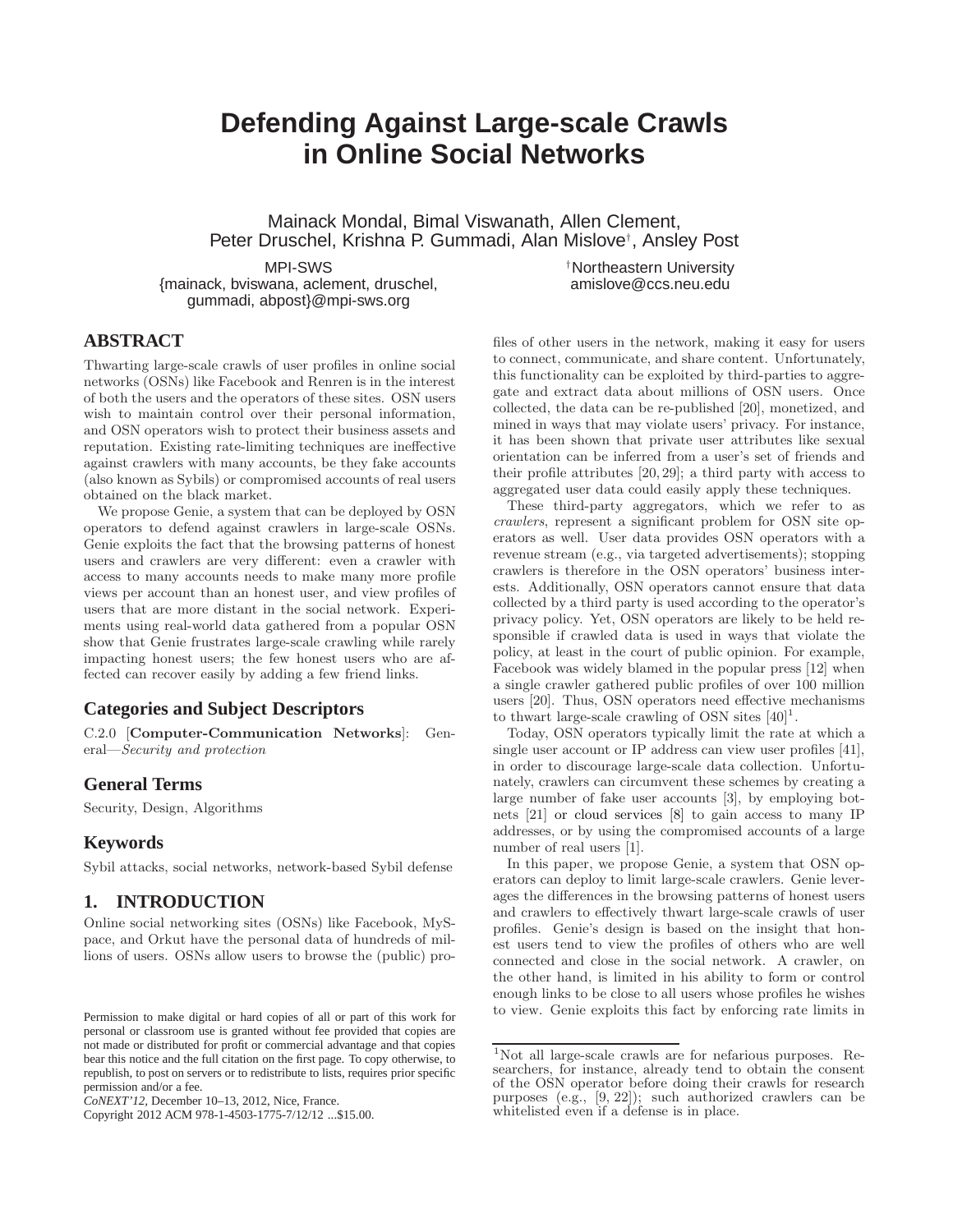# Defending Against Large-scale Crawls in Online Social Networks

Mainack Mondal, Bimal Viswanath, Allen Clement, Peter Druschel, Krishna P. Gummadi, Alan Mislove[†], Ansley Post

MPI-SWS
{mainack, bviswana, aclement, druschel, gummadi, abpost}@mpi-sws.org

[†]Northeastern University
amislove@ccs.neu.edu

## ABSTRACT

Thwarting large-scale crawls of user profiles in online social networks (OSNs) like Facebook and Renren is in the interest of both the users and the operators of these sites. OSN users wish to maintain control over their personal information, and OSN operators wish to protect their business assets and reputation. Existing rate-limiting techniques are ineffective against crawlers with many accounts, be they fake accounts (also known as Sybils) or compromised accounts of real users obtained on the black market.

We propose Genie, a system that can be deployed by OSN operators to defend against crawlers in large-scale OSNs. Genie exploits the fact that the browsing patterns of honest users and crawlers are very different: even a crawler with access to many accounts needs to make many more profile views per account than an honest user, and view profiles of users that are more distant in the social network. Experiments using real-world data gathered from a popular OSN show that Genie frustrates large-scale crawling while rarely impacting honest users; the few honest users who are affected can recover easily by adding a few friend links.

## Categories and Subject Descriptors

C.2.0 [**Computer-Communication Networks**]: General—*Security and protection*

## General Terms

Security, Design, Algorithms

## Keywords

Sybil attacks, social networks, network-based Sybil defense

## 1. INTRODUCTION

Online social networking sites (OSNs) like Facebook, MySpace, and Orkut have the personal data of hundreds of millions of users. OSNs allow users to browse the (public) profiles of other users in the network, making it easy for users to connect, communicate, and share content. Unfortunately, this functionality can be exploited by third-parties to aggregate and extract data about millions of OSN users. Once collected, the data can be re-published [20], monetized, and mined in ways that may violate users' privacy. For instance, it has been shown that private user attributes like sexual orientation can be inferred from a user's set of friends and their profile attributes [20, 29]; a third party with access to aggregated user data could easily apply these techniques.

These third-party aggregators, which we refer to as *crawlers*, represent a significant problem for OSN site operators as well. User data provides OSN operators with a revenue stream (e.g., via targeted advertisements); stopping crawlers is therefore in the OSN operators' business interests. Additionally, OSN operators cannot ensure that data collected by a third party is used according to the operator's privacy policy. Yet, OSN operators are likely to be held responsible if crawled data is used in ways that violate the policy, at least in the court of public opinion. For example, Facebook was widely blamed in the popular press [12] when a single crawler gathered public profiles of over 100 million users [20]. Thus, OSN operators need effective mechanisms to thwart large-scale crawling of OSN sites [40][1].

Today, OSN operators typically limit the rate at which a single user account or IP address can view user profiles [41], in order to discourage large-scale data collection. Unfortunately, crawlers can circumvent these schemes by creating a large number of fake user accounts [3], by employing botnets [21] or cloud services [8] to gain access to many IP addresses, or by using the compromised accounts of a large number of real users [1].

In this paper, we propose Genie, a system that OSN operators can deploy to limit large-scale crawlers. Genie leverages the differences in the browsing patterns of honest users and crawlers to effectively thwart large-scale crawls of user profiles. Genie's design is based on the insight that honest users tend to view the profiles of others who are well connected and close in the social network. A crawler, on the other hand, is limited in his ability to form or control enough links to be close to all users whose profiles he wishes to view. Genie exploits this fact by enforcing rate limits in

[1]Not all large-scale crawls are for nefarious purposes. Researchers, for instance, already tend to obtain the consent of the OSN operator before doing their crawls for research purposes (e.g., [9, 22]); such authorized crawlers can be whitelisted even if a defense is in place.

Permission to make digital or hard copies of all or part of this work for personal or classroom use is granted without fee provided that copies are not made or distributed for profit or commercial advantage and that copies bear this notice and the full citation on the first page. To copy otherwise, to republish, to post on servers or to redistribute to lists, requires prior specific permission and/or a fee.
*CoNEXT'12*, December 10–13, 2012, Nice, France.
Copyright 2012 ACM 978-1-4503-1775-7/12/12 ...$15.00.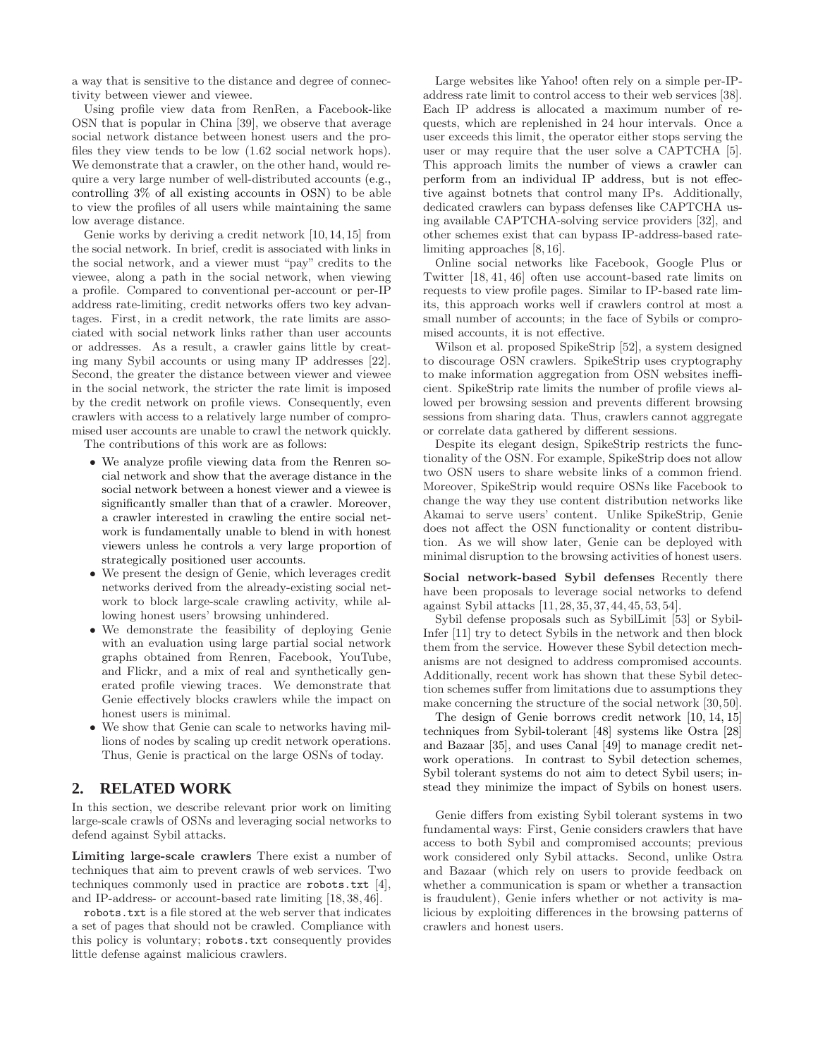a way that is sensitive to the distance and degree of connectivity between viewer and viewee.

Using profile view data from RenRen, a Facebook-like OSN that is popular in China [39], we observe that average social network distance between honest users and the profiles they view tends to be low (1.62 social network hops). We demonstrate that a crawler, on the other hand, would require a very large number of well-distributed accounts (e.g., controlling 3% of all existing accounts in OSN) to be able to view the profiles of all users while maintaining the same low average distance.

Genie works by deriving a credit network [10, 14, 15] from the social network. In brief, credit is associated with links in the social network, and a viewer must "pay" credits to the viewee, along a path in the social network, when viewing a profile. Compared to conventional per-account or per-IP address rate-limiting, credit networks offers two key advantages. First, in a credit network, the rate limits are associated with social network links rather than user accounts or addresses. As a result, a crawler gains little by creating many Sybil accounts or using many IP addresses [22]. Second, the greater the distance between viewer and viewee in the social network, the stricter the rate limit is imposed by the credit network on profile views. Consequently, even crawlers with access to a relatively large number of compromised user accounts are unable to crawl the network quickly.

The contributions of this work are as follows:

- We analyze profile viewing data from the Renren social network and show that the average distance in the social network between a honest viewer and a viewee is significantly smaller than that of a crawler. Moreover, a crawler interested in crawling the entire social network is fundamentally unable to blend in with honest viewers unless he controls a very large proportion of strategically positioned user accounts.
- We present the design of Genie, which leverages credit networks derived from the already-existing social network to block large-scale crawling activity, while allowing honest users' browsing unhindered.
- We demonstrate the feasibility of deploying Genie with an evaluation using large partial social network graphs obtained from Renren, Facebook, YouTube, and Flickr, and a mix of real and synthetically generated profile viewing traces. We demonstrate that Genie effectively blocks crawlers while the impact on honest users is minimal.
- We show that Genie can scale to networks having millions of nodes by scaling up credit network operations. Thus, Genie is practical on the large OSNs of today.

## 2. RELATED WORK

In this section, we describe relevant prior work on limiting large-scale crawls of OSNs and leveraging social networks to defend against Sybil attacks.

**Limiting large-scale crawlers** There exist a number of techniques that aim to prevent crawls of web services. Two techniques commonly used in practice are `robots.txt` [4], and IP-address- or account-based rate limiting [18, 38, 46].

`robots.txt` is a file stored at the web server that indicates a set of pages that should not be crawled. Compliance with this policy is voluntary; `robots.txt` consequently provides little defense against malicious crawlers.

Large websites like Yahoo! often rely on a simple per-IP-address rate limit to control access to their web services [38]. Each IP address is allocated a maximum number of requests, which are replenished in 24 hour intervals. Once a user exceeds this limit, the operator either stops serving the user or may require that the user solve a CAPTCHA [5]. This approach limits the number of views a crawler can perform from an individual IP address, but is not effective against botnets that control many IPs. Additionally, dedicated crawlers can bypass defenses like CAPTCHA using available CAPTCHA-solving service providers [32], and other schemes exist that can bypass IP-address-based rate-limiting approaches [8, 16].

Online social networks like Facebook, Google Plus or Twitter [18, 41, 46] often use account-based rate limits on requests to view profile pages. Similar to IP-based rate limits, this approach works well if crawlers control at most a small number of accounts; in the face of Sybils or compromised accounts, it is not effective.

Wilson et al. proposed SpikeStrip [52], a system designed to discourage OSN crawlers. SpikeStrip uses cryptography to make information aggregation from OSN websites inefficient. SpikeStrip rate limits the number of profile views allowed per browsing session and prevents different browsing sessions from sharing data. Thus, crawlers cannot aggregate or correlate data gathered by different sessions.

Despite its elegant design, SpikeStrip restricts the functionality of the OSN. For example, SpikeStrip does not allow two OSN users to share website links of a common friend. Moreover, SpikeStrip would require OSNs like Facebook to change the way they use content distribution networks like Akamai to serve users' content. Unlike SpikeStrip, Genie does not affect the OSN functionality or content distribution. As we will show later, Genie can be deployed with minimal disruption to the browsing activities of honest users.

**Social network-based Sybil defenses** Recently there have been proposals to leverage social networks to defend against Sybil attacks [11, 28, 35, 37, 44, 45, 53, 54].

Sybil defense proposals such as SybilLimit [53] or SybilInfer [11] try to detect Sybils in the network and then block them from the service. However these Sybil detection mechanisms are not designed to address compromised accounts. Additionally, recent work has shown that these Sybil detection schemes suffer from limitations due to assumptions they make concerning the structure of the social network [30, 50].

The design of Genie borrows credit network [10, 14, 15] techniques from Sybil-tolerant [48] systems like Ostra [28] and Bazaar [35], and uses Canal [49] to manage credit network operations. In contrast to Sybil detection schemes, Sybil tolerant systems do not aim to detect Sybil users; instead they minimize the impact of Sybils on honest users.

Genie differs from existing Sybil tolerant systems in two fundamental ways: First, Genie considers crawlers that have access to both Sybil and compromised accounts; previous work considered only Sybil attacks. Second, unlike Ostra and Bazaar (which rely on users to provide feedback on whether a communication is spam or whether a transaction is fraudulent), Genie infers whether or not activity is malicious by exploiting differences in the browsing patterns of crawlers and honest users.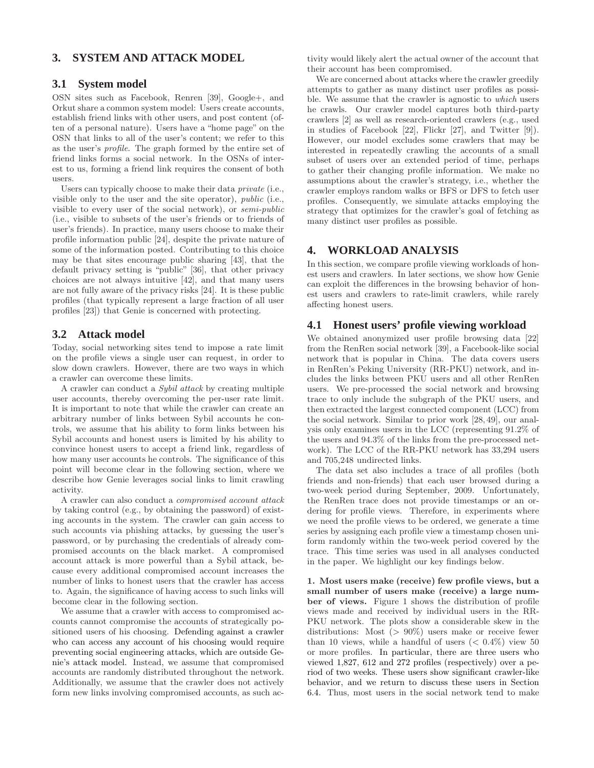## 3. SYSTEM AND ATTACK MODEL

### 3.1 System model

OSN sites such as Facebook, Renren [39], Google+, and Orkut share a common system model: Users create accounts, establish friend links with other users, and post content (often of a personal nature). Users have a "home page" on the OSN that links to all of the user's content; we refer to this as the user's *profile*. The graph formed by the entire set of friend links forms a social network. In the OSNs of interest to us, forming a friend link requires the consent of both users.

Users can typically choose to make their data *private* (i.e., visible only to the user and the site operator), *public* (i.e., visible to every user of the social network), or *semi-public* (i.e., visible to subsets of the user's friends or to friends of user's friends). In practice, many users choose to make their profile information public [24], despite the private nature of some of the information posted. Contributing to this choice may be that sites encourage public sharing [43], that the default privacy setting is "public" [36], that other privacy choices are not always intuitive [42], and that many users are not fully aware of the privacy risks [24]. It is these public profiles (that typically represent a large fraction of all user profiles [23]) that Genie is concerned with protecting.

### 3.2 Attack model

Today, social networking sites tend to impose a rate limit on the profile views a single user can request, in order to slow down crawlers. However, there are two ways in which a crawler can overcome these limits.

A crawler can conduct a *Sybil attack* by creating multiple user accounts, thereby overcoming the per-user rate limit. It is important to note that while the crawler can create an arbitrary number of links between Sybil accounts he controls, we assume that his ability to form links between his Sybil accounts and honest users is limited by his ability to convince honest users to accept a friend link, regardless of how many user accounts he controls. The significance of this point will become clear in the following section, where we describe how Genie leverages social links to limit crawling activity.

A crawler can also conduct a *compromised account attack* by taking control (e.g., by obtaining the password) of existing accounts in the system. The crawler can gain access to such accounts via phishing attacks, by guessing the user's password, or by purchasing the credentials of already compromised accounts on the black market. A compromised account attack is more powerful than a Sybil attack, because every additional compromised account increases the number of links to honest users that the crawler has access to. Again, the significance of having access to such links will become clear in the following section.

We assume that a crawler with access to compromised accounts cannot compromise the accounts of strategically positioned users of his choosing. Defending against a crawler who can access any account of his choosing would require preventing social engineering attacks, which are outside Genie's attack model. Instead, we assume that compromised accounts are randomly distributed throughout the network. Additionally, we assume that the crawler does not actively form new links involving compromised accounts, as such activity would likely alert the actual owner of the account that their account has been compromised.

We are concerned about attacks where the crawler greedily attempts to gather as many distinct user profiles as possible. We assume that the crawler is agnostic to *which* users he crawls. Our crawler model captures both third-party crawlers [2] as well as research-oriented crawlers (e.g., used in studies of Facebook [22], Flickr [27], and Twitter [9]). However, our model excludes some crawlers that may be interested in repeatedly crawling the accounts of a small subset of users over an extended period of time, perhaps to gather their changing profile information. We make no assumptions about the crawler's strategy, i.e., whether the crawler employs random walks or BFS or DFS to fetch user profiles. Consequently, we simulate attacks employing the strategy that optimizes for the crawler's goal of fetching as many distinct user profiles as possible.

## 4. WORKLOAD ANALYSIS

In this section, we compare profile viewing workloads of honest users and crawlers. In later sections, we show how Genie can exploit the differences in the browsing behavior of honest users and crawlers to rate-limit crawlers, while rarely affecting honest users.

### 4.1 Honest users' profile viewing workload

We obtained anonymized user profile browsing data [22] from the RenRen social network [39], a Facebook-like social network that is popular in China. The data covers users in RenRen's Peking University (RR-PKU) network, and includes the links between PKU users and all other RenRen users. We pre-processed the social network and browsing trace to only include the subgraph of the PKU users, and then extracted the largest connected component (LCC) from the social network. Similar to prior work [28, 49], our analysis only examines users in the LCC (representing 91.2% of the users and 94.3% of the links from the pre-processed network). The LCC of the RR-PKU network has 33,294 users and 705,248 undirected links.

The data set also includes a trace of all profiles (both friends and non-friends) that each user browsed during a two-week period during September, 2009. Unfortunately, the RenRen trace does not provide timestamps or an ordering for profile views. Therefore, in experiments where we need the profile views to be ordered, we generate a time series by assigning each profile view a timestamp chosen uniform randomly within the two-week period covered by the trace. This time series was used in all analyses conducted in the paper. We highlight our key findings below.

**1. Most users make (receive) few profile views, but a small number of users make (receive) a large number of views.** Figure 1 shows the distribution of profile views made and received by individual users in the RR-PKU network. The plots show a considerable skew in the distributions: Most ($> 90\%$) users make or receive fewer than 10 views, while a handful of users ($< 0.4\%$) view 50 or more profiles. In particular, there are three users who viewed 1,827, 612 and 272 profiles (respectively) over a period of two weeks. These users show significant crawler-like behavior, and we return to discuss these users in Section 6.4. Thus, most users in the social network tend to make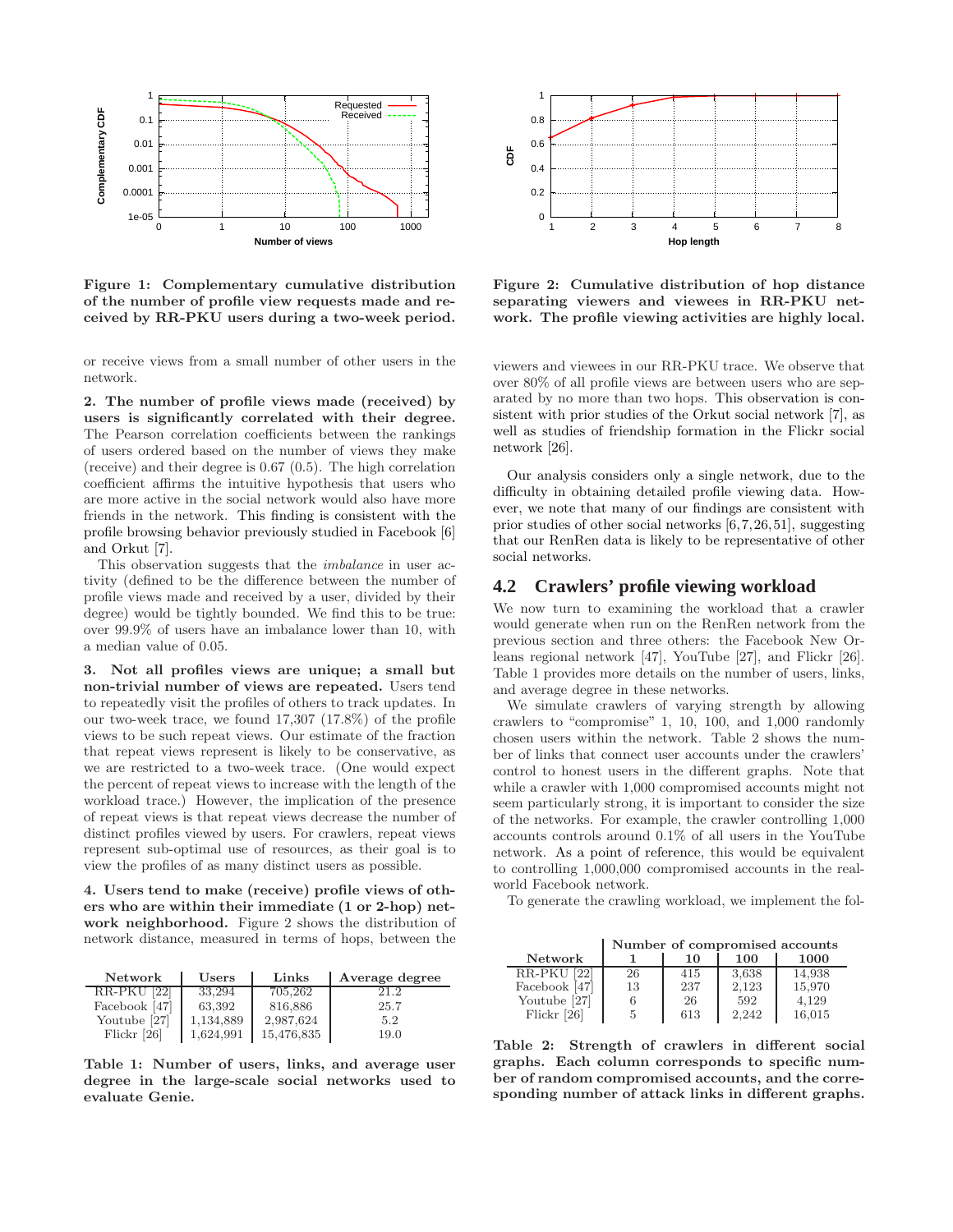Figure 1: Complementary cumulative distribution of the number of profile view requests made and received by RR-PKU users during a two-week period.

Figure 2: Cumulative distribution of hop distance separating viewers and viewees in RR-PKU network. The profile viewing activities are highly local.

or receive views from a small number of other users in the network.

**2. The number of profile views made (received) by users is significantly correlated with their degree.** The Pearson correlation coefficients between the rankings of users ordered based on the number of views they make (receive) and their degree is 0.67 (0.5). The high correlation coefficient affirms the intuitive hypothesis that users who are more active in the social network would also have more friends in the network. This finding is consistent with the profile browsing behavior previously studied in Facebook [6] and Orkut [7].

This observation suggests that the *imbalance* in user activity (defined to be the difference between the number of profile views made and received by a user, divided by their degree) would be tightly bounded. We find this to be true: over 99.9% of users have an imbalance lower than 10, with a median value of 0.05.

**3. Not all profiles views are unique; a small but non-trivial number of views are repeated.** Users tend to repeatedly visit the profiles of others to track updates. In our two-week trace, we found 17,307 (17.8%) of the profile views to be such repeat views. Our estimate of the fraction that repeat views represent is likely to be conservative, as we are restricted to a two-week trace. (One would expect the percent of repeat views to increase with the length of the workload trace.) However, the implication of the presence of repeat views is that repeat views decrease the number of distinct profiles viewed by users. For crawlers, repeat views represent sub-optimal use of resources, as their goal is to view the profiles of as many distinct users as possible.

**4. Users tend to make (receive) profile views of others who are within their immediate (1 or 2-hop) network neighborhood.** Figure 2 shows the distribution of network distance, measured in terms of hops, between the viewers and viewees in our RR-PKU trace. We observe that over 80% of all profile views are between users who are separated by no more than two hops. This observation is consistent with prior studies of the Orkut social network [7], as well as studies of friendship formation in the Flickr social network [26].

Our analysis considers only a single network, due to the difficulty in obtaining detailed profile viewing data. However, we note that many of our findings are consistent with prior studies of other social networks [6,7,26,51], suggesting that our RenRen data is likely to be representative of other social networks.

| Network | Users | Links | Average degree |
|---|---|---|---|
| RR-PKU [22] | 33,294 | 705,262 | 21.2 |
| Facebook [47] | 63,392 | 816,886 | 25.7 |
| Youtube [27] | 1,134,889 | 2,987,624 | 5.2 |
| Flickr [26] | 1,624,991 | 15,476,835 | 19.0 |

Table 1: Number of users, links, and average user degree in the large-scale social networks used to evaluate Genie.

## 4.2 Crawlers' profile viewing workload

We now turn to examining the workload that a crawler would generate when run on the RenRen network from the previous section and three others: the Facebook New Orleans regional network [47], YouTube [27], and Flickr [26]. Table 1 provides more details on the number of users, links, and average degree in these networks.

We simulate crawlers of varying strength by allowing crawlers to "compromise" 1, 10, 100, and 1,000 randomly chosen users within the network. Table 2 shows the number of links that connect user accounts under the crawlers' control to honest users in the different graphs. Note that while a crawler with 1,000 compromised accounts might not seem particularly strong, it is important to consider the size of the networks. For example, the crawler controlling 1,000 accounts controls around 0.1% of all users in the YouTube network. As a point of reference, this would be equivalent to controlling 1,000,000 compromised accounts in the real-world Facebook network.

To generate the crawling workload, we implement the fol-

| Network | Number of compromised accounts 1 | 10 | 100 | 1000 |
|---|---|---|---|---|
| RR-PKU [22] | 26 | 415 | 3,638 | 14,938 |
| Facebook [47] | 13 | 237 | 2,123 | 15,970 |
| Youtube [27] | 6 | 26 | 592 | 4,129 |
| Flickr [26] | 5 | 613 | 2,242 | 16,015 |

Table 2: Strength of crawlers in different social graphs. Each column corresponds to specific number of random compromised accounts, and the corresponding number of attack links in different graphs.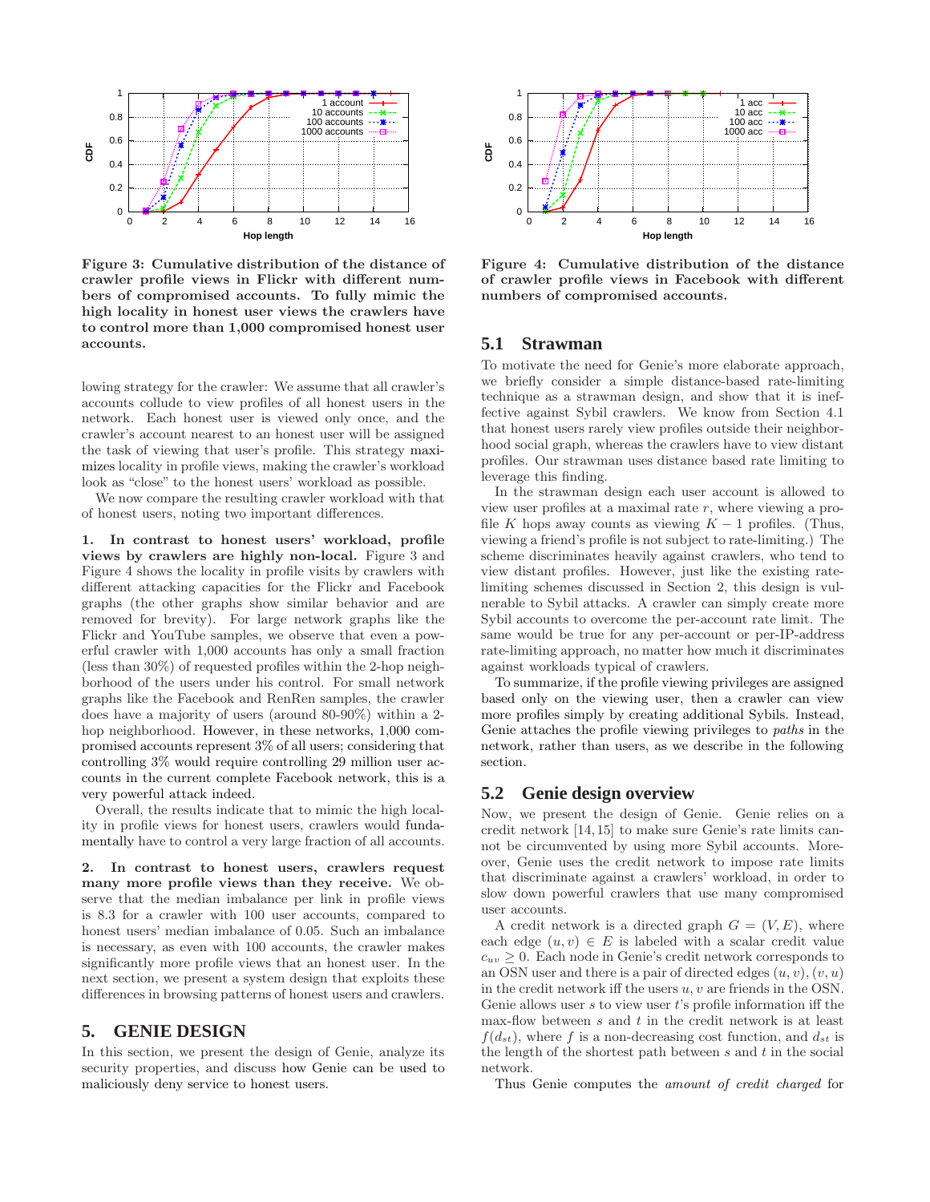Figure 3: Cumulative distribution of the distance of crawler profile views in Flickr with different numbers of compromised accounts. To fully mimic the high locality in honest user views the crawlers have to control more than 1,000 compromised honest user accounts.

Figure 4: Cumulative distribution of the distance of crawler profile views in Facebook with different numbers of compromised accounts.

lowing strategy for the crawler: We assume that all crawler's accounts collude to view profiles of all honest users in the network. Each honest user is viewed only once, and the crawler's account nearest to an honest user will be assigned the task of viewing that user's profile. This strategy maximizes locality in profile views, making the crawler's workload look as "close" to the honest users' workload as possible.

We now compare the resulting crawler workload with that of honest users, noting two important differences.

**1. In contrast to honest users' workload, profile views by crawlers are highly non-local.** Figure 3 and Figure 4 shows the locality in profile visits by crawlers with different attacking capacities for the Flickr and Facebook graphs (the other graphs show similar behavior and are removed for brevity). For large network graphs like the Flickr and YouTube samples, we observe that even a powerful crawler with 1,000 accounts has only a small fraction (less than 30%) of requested profiles within the 2-hop neighborhood of the users under his control. For small network graphs like the Facebook and RenRen samples, the crawler does have a majority of users (around 80-90%) within a 2-hop neighborhood. However, in these networks, 1,000 compromised accounts represent 3% of all users; considering that controlling 3% would require controlling 29 million user accounts in the current complete Facebook network, this is a very powerful attack indeed.

Overall, the results indicate that to mimic the high locality in profile views for honest users, crawlers would fundamentally have to control a very large fraction of all accounts.

**2. In contrast to honest users, crawlers request many more profile views than they receive.** We observe that the median imbalance per link in profile views is 8.3 for a crawler with 100 user accounts, compared to honest users' median imbalance of 0.05. Such an imbalance is necessary, as even with 100 accounts, the crawler makes significantly more profile views that an honest user. In the next section, we present a system design that exploits these differences in browsing patterns of honest users and crawlers.

# 5. GENIE DESIGN

In this section, we present the design of Genie, analyze its security properties, and discuss how Genie can be used to maliciously deny service to honest users.

## 5.1 Strawman

To motivate the need for Genie's more elaborate approach, we briefly consider a simple distance-based rate-limiting technique as a strawman design, and show that it is ineffective against Sybil crawlers. We know from Section 4.1 that honest users rarely view profiles outside their neighborhood social graph, whereas the crawlers have to view distant profiles. Our strawman uses distance based rate limiting to leverage this finding.

In the strawman design each user account is allowed to view user profiles at a maximal rate $r$, where viewing a profile $K$ hops away counts as viewing $K-1$ profiles. (Thus, viewing a friend's profile is not subject to rate-limiting.) The scheme discriminates heavily against crawlers, who tend to view distant profiles. However, just like the existing rate-limiting schemes discussed in Section 2, this design is vulnerable to Sybil attacks. A crawler can simply create more Sybil accounts to overcome the per-account rate limit. The same would be true for any per-account or per-IP-address rate-limiting approach, no matter how much it discriminates against workloads typical of crawlers.

To summarize, if the profile viewing privileges are assigned based only on the viewing user, then a crawler can view more profiles simply by creating additional Sybils. Instead, Genie attaches the profile viewing privileges to *paths* in the network, rather than users, as we describe in the following section.

## 5.2 Genie design overview

Now, we present the design of Genie. Genie relies on a credit network [14,15] to make sure Genie's rate limits cannot be circumvented by using more Sybil accounts. Moreover, Genie uses the credit network to impose rate limits that discriminate against a crawlers' workload, in order to slow down powerful crawlers that use many compromised user accounts.

A credit network is a directed graph $G = (V, E)$, where each edge $(u, v) \in E$ is labeled with a scalar credit value $c_{uv} \geq 0$. Each node in Genie's credit network corresponds to an OSN user and there is a pair of directed edges $(u, v), (v, u)$ in the credit network iff the users $u, v$ are friends in the OSN. Genie allows user $s$ to view user $t$'s profile information iff the max-flow between $s$ and $t$ in the credit network is at least $f(d_{st})$, where $f$ is a non-decreasing cost function, and $d_{st}$ is the length of the shortest path between $s$ and $t$ in the social network.

Thus Genie computes the *amount of credit charged* for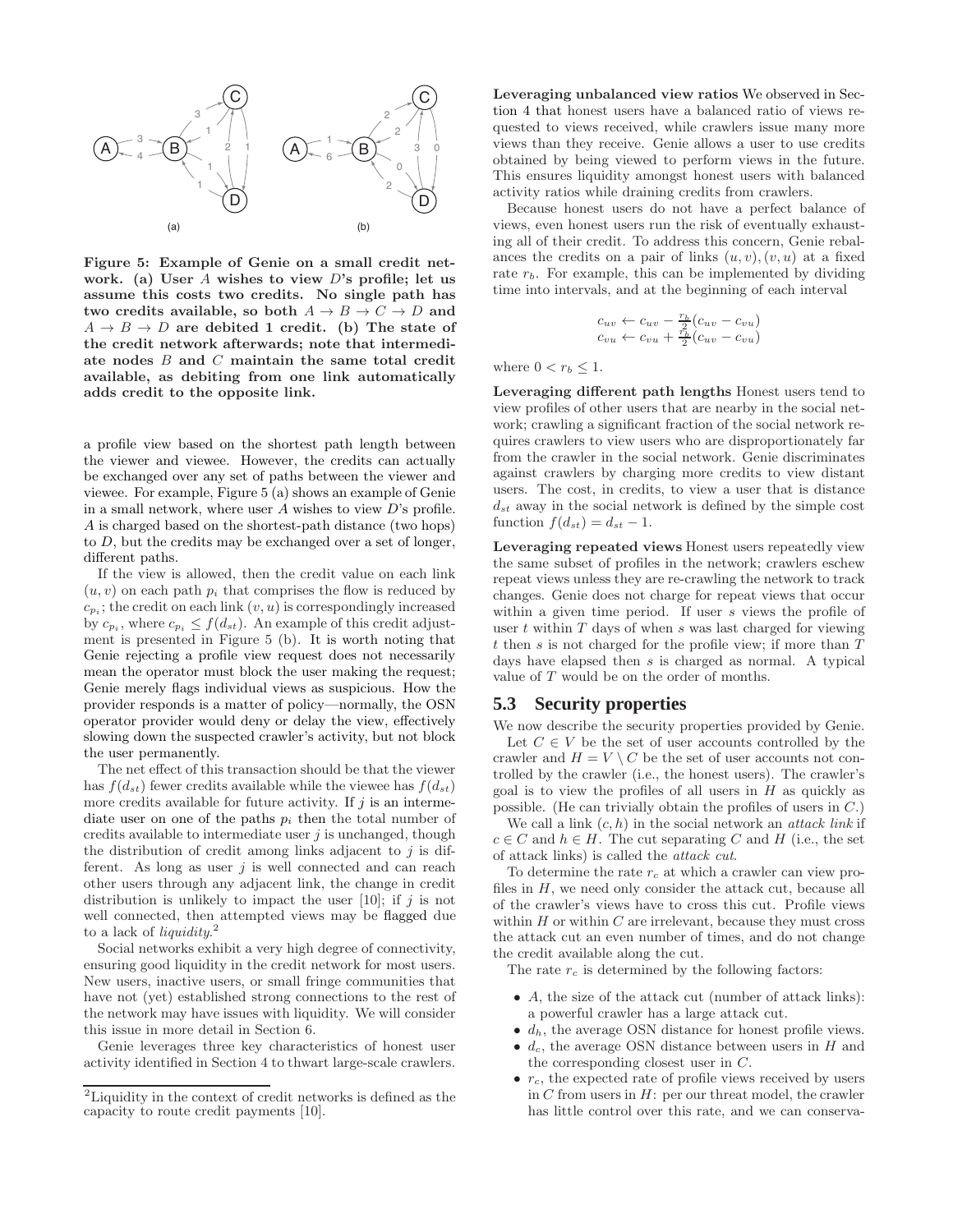**Figure 5: Example of Genie on a small credit network. (a) User $A$ wishes to view $D$'s profile; let us assume this costs two credits. No single path has two credits available, so both $A \rightarrow B \rightarrow C \rightarrow D$ and $A \rightarrow B \rightarrow D$ are debited 1 credit. (b) The state of the credit network afterwards; note that intermediate nodes $B$ and $C$ maintain the same total credit available, as debiting from one link automatically adds credit to the opposite link.**

a profile view based on the shortest path length between the viewer and viewee. However, the credits can actually be exchanged over any set of paths between the viewer and viewee. For example, Figure 5 (a) shows an example of Genie in a small network, where user $A$ wishes to view $D$'s profile. $A$ is charged based on the shortest-path distance (two hops) to $D$, but the credits may be exchanged over a set of longer, different paths.

If the view is allowed, then the credit value on each link $(u, v)$ on each path $p_i$ that comprises the flow is reduced by $c_{p_i}$; the credit on each link $(v, u)$ is correspondingly increased by $c_{p_i}$, where $c_{p_i} \leq f(d_{st})$. An example of this credit adjustment is presented in Figure 5 (b). It is worth noting that Genie rejecting a profile view request does not necessarily mean the operator must block the user making the request; Genie merely flags individual views as suspicious. How the provider responds is a matter of policy—normally, the OSN operator provider would deny or delay the view, effectively slowing down the suspected crawler's activity, but not block the user permanently.

The net effect of this transaction should be that the viewer has $f(d_{st})$ fewer credits available while the viewee has $f(d_{st})$ more credits available for future activity. If $j$ is an intermediate user on one of the paths $p_i$ then the total number of credits available to intermediate user $j$ is unchanged, though the distribution of credit among links adjacent to $j$ is different. As long as user $j$ is well connected and can reach other users through any adjacent link, the change in credit distribution is unlikely to impact the user [10]; if $j$ is not well connected, then attempted views may be flagged due to a lack of *liquidity*.[2]

Social networks exhibit a very high degree of connectivity, ensuring good liquidity in the credit network for most users. New users, inactive users, or small fringe communities that have not (yet) established strong connections to the rest of the network may have issues with liquidity. We will consider this issue in more detail in Section 6.

Genie leverages three key characteristics of honest user activity identified in Section 4 to thwart large-scale crawlers.

[2]Liquidity in the context of credit networks is defined as the capacity to route credit payments [10].

**Leveraging unbalanced view ratios** We observed in Section 4 that honest users have a balanced ratio of views requested to views received, while crawlers issue many more views than they receive. Genie allows a user to use credits obtained by being viewed to perform views in the future. This ensures liquidity amongst honest users with balanced activity ratios while draining credits from crawlers.

Because honest users do not have a perfect balance of views, even honest users run the risk of eventually exhausting all of their credit. To address this concern, Genie rebalances the credits on a pair of links $(u, v), (v, u)$ at a fixed rate $r_b$. For example, this can be implemented by dividing time into intervals, and at the beginning of each interval

$$
\begin{aligned}
c_{uv} &\leftarrow c_{uv} - \tfrac{r_b}{2}(c_{uv} - c_{vu}) \\
c_{vu} &\leftarrow c_{vu} + \tfrac{r_b}{2}(c_{uv} - c_{vu})
\end{aligned}
$$

where $0 < r_b \leq 1$.

**Leveraging different path lengths** Honest users tend to view profiles of other users that are nearby in the social network; crawling a significant fraction of the social network requires crawlers to view users who are disproportionately far from the crawler in the social network. Genie discriminates against crawlers by charging more credits to view distant users. The cost, in credits, to view a user that is distance $d_{st}$ away in the social network is defined by the simple cost function $f(d_{st}) = d_{st} - 1$.

**Leveraging repeated views** Honest users repeatedly view the same subset of profiles in the network; crawlers eschew repeat views unless they are re-crawling the network to track changes. Genie does not charge for repeat views that occur within a given time period. If user $s$ views the profile of user $t$ within $T$ days of when $s$ was last charged for viewing $t$ then $s$ is not charged for the profile view; if more than $T$ days have elapsed then $s$ is charged as normal. A typical value of $T$ would be on the order of months.

## 5.3 Security properties

We now describe the security properties provided by Genie.

Let $C \in V$ be the set of user accounts controlled by the crawler and $H = V \setminus C$ be the set of user accounts not controlled by the crawler (i.e., the honest users). The crawler's goal is to view the profiles of all users in $H$ as quickly as possible. (He can trivially obtain the profiles of users in $C$.)

We call a link $(c, h)$ in the social network an *attack link* if $c \in C$ and $h \in H$. The cut separating $C$ and $H$ (i.e., the set of attack links) is called the *attack cut*.

To determine the rate $r_c$ at which a crawler can view profiles in $H$, we need only consider the attack cut, because all of the crawler's views have to cross this cut. Profile views within $H$ or within $C$ are irrelevant, because they must cross the attack cut an even number of times, and do not change the credit available along the cut.

The rate $r_c$ is determined by the following factors:

- $A$, the size of the attack cut (number of attack links): a powerful crawler has a large attack cut.
- $d_h$, the average OSN distance for honest profile views.
- $d_c$, the average OSN distance between users in $H$ and the corresponding closest user in $C$.
- $r_c$, the expected rate of profile views received by users in $C$ from users in $H$: per our threat model, the crawler has little control over this rate, and we can conserva-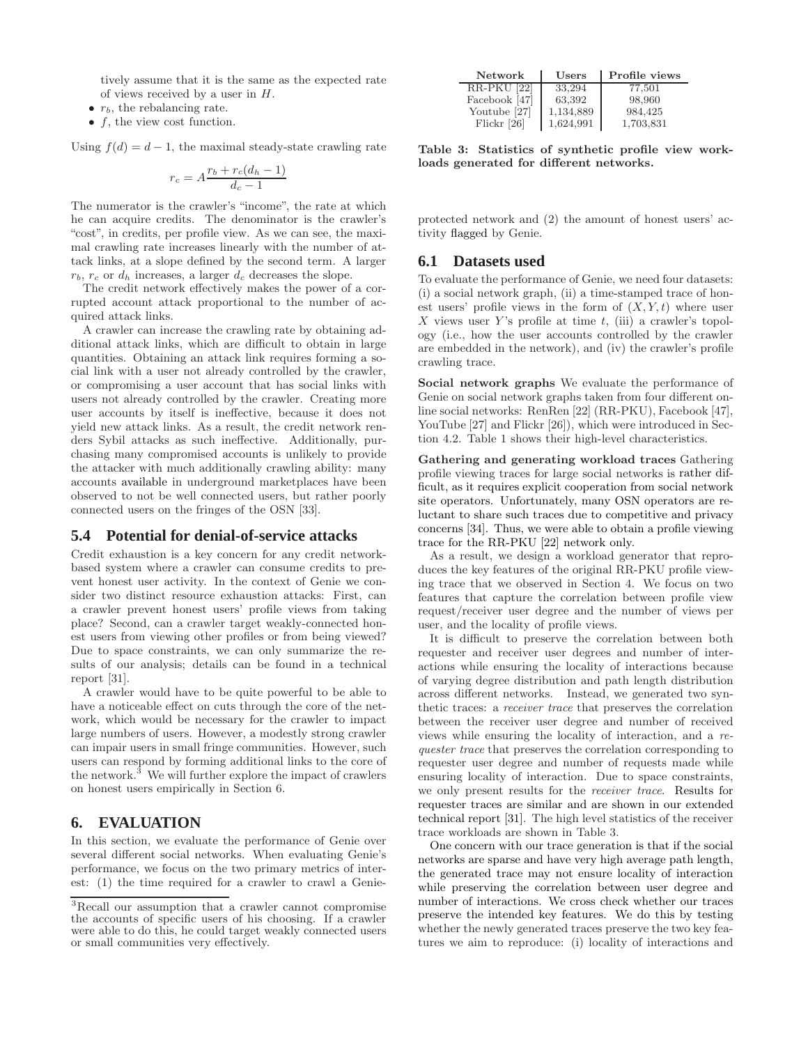tively assume that it is the same as the expected rate of views received by a user in $H$.

- $r_b$, the rebalancing rate.
- $f$, the view cost function.

Using $f(d) = d - 1$, the maximal steady-state crawling rate

$$r_c = A\frac{r_b + r_c(d_h - 1)}{d_c - 1}$$

The numerator is the crawler's "income", the rate at which he can acquire credits. The denominator is the crawler's "cost", in credits, per profile view. As we can see, the maximal crawling rate increases linearly with the number of attack links, at a slope defined by the second term. A larger $r_b$, $r_c$ or $d_h$ increases, a larger $d_c$ decreases the slope.

The credit network effectively makes the power of a corrupted account attack proportional to the number of acquired attack links.

A crawler can increase the crawling rate by obtaining additional attack links, which are difficult to obtain in large quantities. Obtaining an attack link requires forming a social link with a user not already controlled by the crawler, or compromising a user account that has social links with users not already controlled by the crawler. Creating more user accounts by itself is ineffective, because it does not yield new attack links. As a result, the credit network renders Sybil attacks as such ineffective. Additionally, purchasing many compromised accounts is unlikely to provide the attacker with much additionally crawling ability: many accounts available in underground marketplaces have been observed to not be well connected users, but rather poorly connected users on the fringes of the OSN [33].

## 5.4 Potential for denial-of-service attacks

Credit exhaustion is a key concern for any credit network-based system where a crawler can consume credits to prevent honest user activity. In the context of Genie we consider two distinct resource exhaustion attacks: First, can a crawler prevent honest users' profile views from taking place? Second, can a crawler target weakly-connected honest users from viewing other profiles or from being viewed? Due to space constraints, we can only summarize the results of our analysis; details can be found in a technical report [31].

A crawler would have to be quite powerful to be able to have a noticeable effect on cuts through the core of the network, which would be necessary for the crawler to impact large numbers of users. However, a modestly strong crawler can impair users in small fringe communities. However, such users can respond by forming additional links to the core of the network.[3] We will further explore the impact of crawlers on honest users empirically in Section 6.

# 6. EVALUATION

In this section, we evaluate the performance of Genie over several different social networks. When evaluating Genie's performance, we focus on the two primary metrics of interest: (1) the time required for a crawler to crawl a Genie-protected network and (2) the amount of honest users' activity flagged by Genie.

[3]Recall our assumption that a crawler cannot compromise the accounts of specific users of his choosing. If a crawler were able to do this, he could target weakly connected users or small communities very effectively.

| Network | Users | Profile views |
|---|---|---|
| RR-PKU [22] | 33,294 | 77,501 |
| Facebook [47] | 63,392 | 98,960 |
| Youtube [27] | 1,134,889 | 984,425 |
| Flickr [26] | 1,624,991 | 1,703,831 |

**Table 3: Statistics of synthetic profile view workloads generated for different networks.**

## 6.1 Datasets used

To evaluate the performance of Genie, we need four datasets: (i) a social network graph, (ii) a time-stamped trace of honest users' profile views in the form of $(X, Y, t)$ where user $X$ views user $Y$'s profile at time $t$, (iii) a crawler's topology (i.e., how the user accounts controlled by the crawler are embedded in the network), and (iv) the crawler's profile crawling trace.

**Social network graphs** We evaluate the performance of Genie on social network graphs taken from four different online social networks: RenRen [22] (RR-PKU), Facebook [47], YouTube [27] and Flickr [26]), which were introduced in Section 4.2. Table 1 shows their high-level characteristics.

**Gathering and generating workload traces** Gathering profile viewing traces for large social networks is rather difficult, as it requires explicit cooperation from social network site operators. Unfortunately, many OSN operators are reluctant to share such traces due to competitive and privacy concerns [34]. Thus, we were able to obtain a profile viewing trace for the RR-PKU [22] network only.

As a result, we design a workload generator that reproduces the key features of the original RR-PKU profile viewing trace that we observed in Section 4. We focus on two features that capture the correlation between profile view request/receiver user degree and the number of views per user, and the locality of profile views.

It is difficult to preserve the correlation between both requester and receiver user degrees and number of interactions while ensuring the locality of interactions because of varying degree distribution and path length distribution across different networks. Instead, we generated two synthetic traces: a *receiver trace* that preserves the correlation between the receiver user degree and number of received views while ensuring the locality of interaction, and a *requester trace* that preserves the correlation corresponding to requester user degree and number of requests made while ensuring locality of interaction. Due to space constraints, we only present results for the *receiver trace*. Results for requester traces are similar and are shown in our extended technical report [31]. The high level statistics of the receiver trace workloads are shown in Table 3.

One concern with our trace generation is that if the social networks are sparse and have very high average path length, the generated trace may not ensure locality of interaction while preserving the correlation between user degree and number of interactions. We cross check whether our traces preserve the intended key features. We do this by testing whether the newly generated traces preserve the two key features we aim to reproduce: (i) locality of interactions and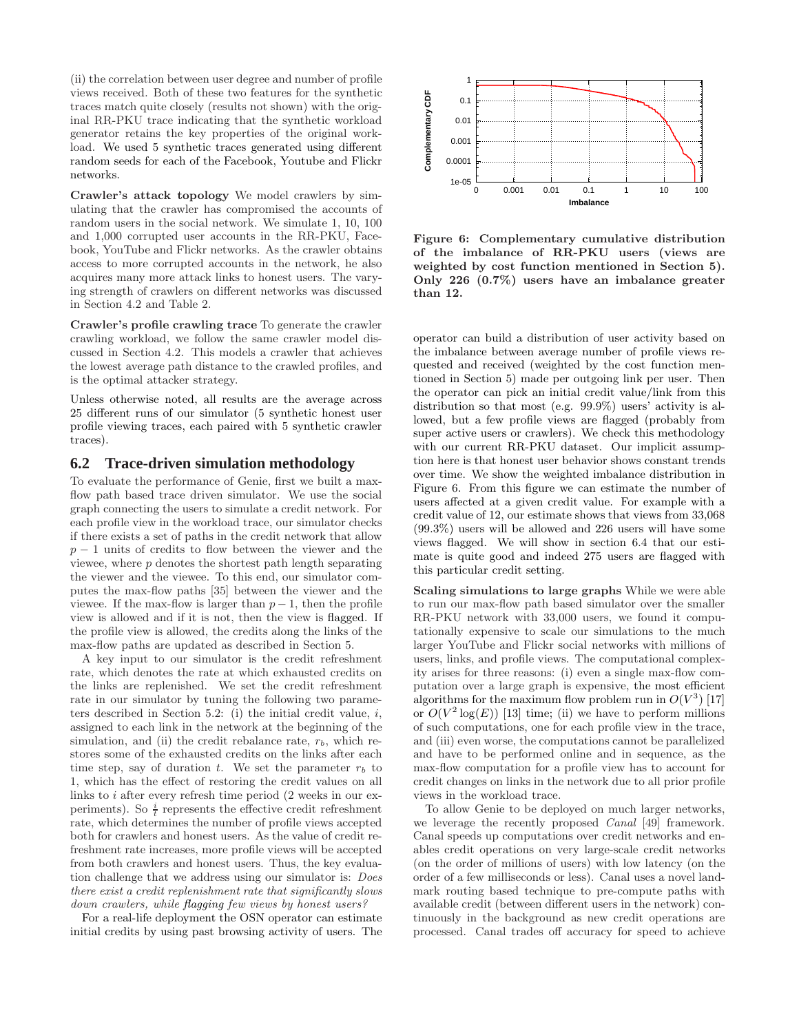(ii) the correlation between user degree and number of profile views received. Both of these two features for the synthetic traces match quite closely (results not shown) with the original RR-PKU trace indicating that the synthetic workload generator retains the key properties of the original workload. We used 5 synthetic traces generated using different random seeds for each of the Facebook, Youtube and Flickr networks.

**Crawler's attack topology** We model crawlers by simulating that the crawler has compromised the accounts of random users in the social network. We simulate 1, 10, 100 and 1,000 corrupted user accounts in the RR-PKU, Facebook, YouTube and Flickr networks. As the crawler obtains access to more corrupted accounts in the network, he also acquires many more attack links to honest users. The varying strength of crawlers on different networks was discussed in Section 4.2 and Table 2.

**Crawler's profile crawling trace** To generate the crawler crawling workload, we follow the same crawler model discussed in Section 4.2. This models a crawler that achieves the lowest average path distance to the crawled profiles, and is the optimal attacker strategy.

Unless otherwise noted, all results are the average across 25 different runs of our simulator (5 synthetic honest user profile viewing traces, each paired with 5 synthetic crawler traces).

## 6.2 Trace-driven simulation methodology

To evaluate the performance of Genie, first we built a max-flow path based trace driven simulator. We use the social graph connecting the users to simulate a credit network. For each profile view in the workload trace, our simulator checks if there exists a set of paths in the credit network that allow $p-1$ units of credits to flow between the viewer and the viewee, where $p$ denotes the shortest path length separating the viewer and the viewee. To this end, our simulator computes the max-flow paths [35] between the viewer and the viewee. If the max-flow is larger than $p-1$, then the profile view is allowed and if it is not, then the view is flagged. If the profile view is allowed, the credits along the links of the max-flow paths are updated as described in Section 5.

A key input to our simulator is the credit refreshment rate, which denotes the rate at which exhausted credits on the links are replenished. We set the credit refreshment rate in our simulator by tuning the following two parameters described in Section 5.2: (i) the initial credit value, $i$, assigned to each link in the network at the beginning of the simulation, and (ii) the credit rebalance rate, $r_b$, which restores some of the exhausted credits on the links after each time step, say of duration $t$. We set the parameter $r_b$ to 1, which has the effect of restoring the credit values on all links to $i$ after every refresh time period (2 weeks in our experiments). So $\frac{i}{t}$ represents the effective credit refreshment rate, which determines the number of profile views accepted both for crawlers and honest users. As the value of credit refreshment rate increases, more profile views will be accepted from both crawlers and honest users. Thus, the key evaluation challenge that we address using our simulator is: *Does there exist a credit replenishment rate that significantly slows down crawlers, while flagging few views by honest users?*

For a real-life deployment the OSN operator can estimate initial credits by using past browsing activity of users. The operator can build a distribution of user activity based on the imbalance between average number of profile views requested and received (weighted by the cost function mentioned in Section 5) made per outgoing link per user. Then the operator can pick an initial credit value/link from this distribution so that most (e.g. 99.9%) users' activity is allowed, but a few profile views are flagged (probably from super active users or crawlers). We check this methodology with our current RR-PKU dataset. Our implicit assumption here is that honest user behavior shows constant trends over time. We show the weighted imbalance distribution in Figure 6. From this figure we can estimate the number of users affected at a given credit value. For example with a credit value of 12, our estimate shows that views from 33,068 (99.3%) users will be allowed and 226 users will have some views flagged. We will show in section 6.4 that our estimate is quite good and indeed 275 users are flagged with this particular credit setting.

**Figure 6: Complementary cumulative distribution of the imbalance of RR-PKU users (views are weighted by cost function mentioned in Section 5). Only 226 (0.7%) users have an imbalance greater than 12.**

**Scaling simulations to large graphs** While we were able to run our max-flow path based simulator over the smaller RR-PKU network with 33,000 users, we found it computationally expensive to scale our simulations to the much larger YouTube and Flickr social networks with millions of users, links, and profile views. The computational complexity arises for three reasons: (i) even a single max-flow computation over a large graph is expensive, the most efficient algorithms for the maximum flow problem run in $O(V^3)$ [17] or $O(V^2 \log(E))$ [13] time; (ii) we have to perform millions of such computations, one for each profile view in the trace, and (iii) even worse, the computations cannot be parallelized and have to be performed online and in sequence, as the max-flow computation for a profile view has to account for credit changes on links in the network due to all prior profile views in the workload trace.

To allow Genie to be deployed on much larger networks, we leverage the recently proposed *Canal* [49] framework. Canal speeds up computations over credit networks and enables credit operations on very large-scale credit networks (on the order of millions of users) with low latency (on the order of a few milliseconds or less). Canal uses a novel landmark routing based technique to pre-compute paths with available credit (between different users in the network) continuously in the background as new credit operations are processed. Canal trades off accuracy for speed to achieve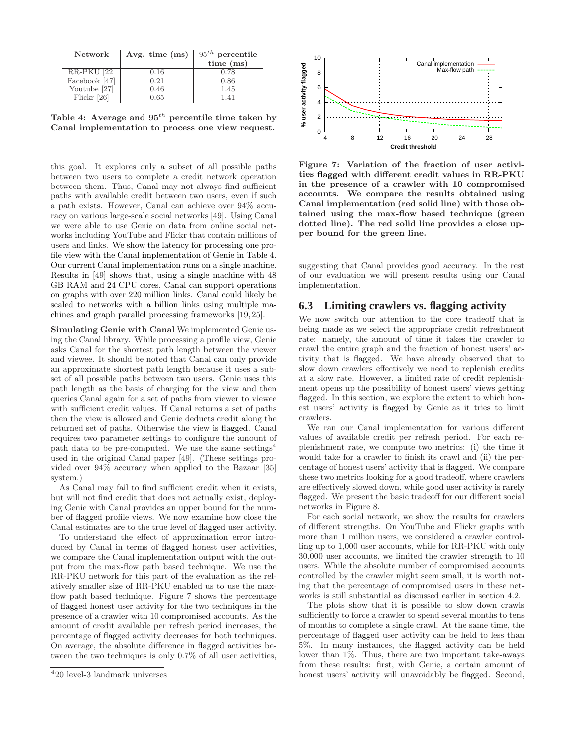| Network | Avg. time (ms) | $95^{th}$ percentile time (ms) |
|---|---|---|
| RR-PKU [22] | 0.16 | 0.78 |
| Facebook [47] | 0.21 | 0.86 |
| Youtube [27] | 0.46 | 1.45 |
| Flickr [26] | 0.65 | 1.41 |

**Table 4: Average and $95^{th}$ percentile time taken by Canal implementation to process one view request.**

this goal. It explores only a subset of all possible paths between two users to complete a credit network operation between them. Thus, Canal may not always find sufficient paths with available credit between two users, even if such a path exists. However, Canal can achieve over 94% accuracy on various large-scale social networks [49]. Using Canal we were able to use Genie on data from online social networks including YouTube and Flickr that contain millions of users and links. We show the latency for processing one profile view with the Canal implementation of Genie in Table 4. Our current Canal implementation runs on a single machine. Results in [49] shows that, using a single machine with 48 GB RAM and 24 CPU cores, Canal can support operations on graphs with over 220 million links. Canal could likely be scaled to networks with a billion links using multiple machines and graph parallel processing frameworks [19, 25].

**Simulating Genie with Canal** We implemented Genie using the Canal library. While processing a profile view, Genie asks Canal for the shortest path length between the viewer and viewee. It should be noted that Canal can only provide an approximate shortest path length because it uses a subset of all possible paths between two users. Genie uses this path length as the basis of charging for the view and then queries Canal again for a set of paths from viewer to viewee with sufficient credit values. If Canal returns a set of paths then the view is allowed and Genie deducts credit along the returned set of paths. Otherwise the view is flagged. Canal requires two parameter settings to configure the amount of path data to be pre-computed. We use the same settings[4] used in the original Canal paper [49]. (These settings provided over 94% accuracy when applied to the Bazaar [35] system.)

As Canal may fail to find sufficient credit when it exists, but will not find credit that does not actually exist, deploying Genie with Canal provides an upper bound for the number of flagged profile views. We now examine how close the Canal estimates are to the true level of flagged user activity.

To understand the effect of approximation error introduced by Canal in terms of flagged honest user activities, we compare the Canal implementation output with the output from the max-flow path based technique. We use the RR-PKU network for this part of the evaluation as the relatively smaller size of RR-PKU enabled us to use the max-flow path based technique. Figure 7 shows the percentage of flagged honest user activity for the two techniques in the presence of a crawler with 10 compromised accounts. As the amount of credit available per refresh period increases, the percentage of flagged activity decreases for both techniques. On average, the absolute difference in flagged activities between the two techniques is only 0.7% of all user activities, suggesting that Canal provides good accuracy. In the rest of our evaluation we will present results using our Canal implementation.

[4] 20 level-3 landmark universes

**Figure 7: Variation of the fraction of user activities flagged with different credit values in RR-PKU in the presence of a crawler with 10 compromised accounts. We compare the results obtained using Canal implementation (red solid line) with those obtained using the max-flow based technique (green dotted line). The red solid line provides a close upper bound for the green line.**

## 6.3 Limiting crawlers vs. flagging activity

We now switch our attention to the core tradeoff that is being made as we select the appropriate credit refreshment rate: namely, the amount of time it takes the crawler to crawl the entire graph and the fraction of honest users' activity that is flagged. We have already observed that to slow down crawlers effectively we need to replenish credits at a slow rate. However, a limited rate of credit replenishment opens up the possibility of honest users' views getting flagged. In this section, we explore the extent to which honest users' activity is flagged by Genie as it tries to limit crawlers.

We ran our Canal implementation for various different values of available credit per refresh period. For each replenishment rate, we compute two metrics: (i) the time it would take for a crawler to finish its crawl and (ii) the percentage of honest users' activity that is flagged. We compare these two metrics looking for a good tradeoff, where crawlers are effectively slowed down, while good user activity is rarely flagged. We present the basic tradeoff for our different social networks in Figure 8.

For each social network, we show the results for crawlers of different strengths. On YouTube and Flickr graphs with more than 1 million users, we considered a crawler controlling up to 1,000 user accounts, while for RR-PKU with only 30,000 user accounts, we limited the crawler strength to 10 users. While the absolute number of compromised accounts controlled by the crawler might seem small, it is worth noting that the percentage of compromised users in these networks is still substantial as discussed earlier in section 4.2.

The plots show that it is possible to slow down crawls sufficiently to force a crawler to spend several months to tens of months to complete a single crawl. At the same time, the percentage of flagged user activity can be held to less than 5%. In many instances, the flagged activity can be held lower than 1%. Thus, there are two important take-aways from these results: first, with Genie, a certain amount of honest users' activity will unavoidably be flagged. Second,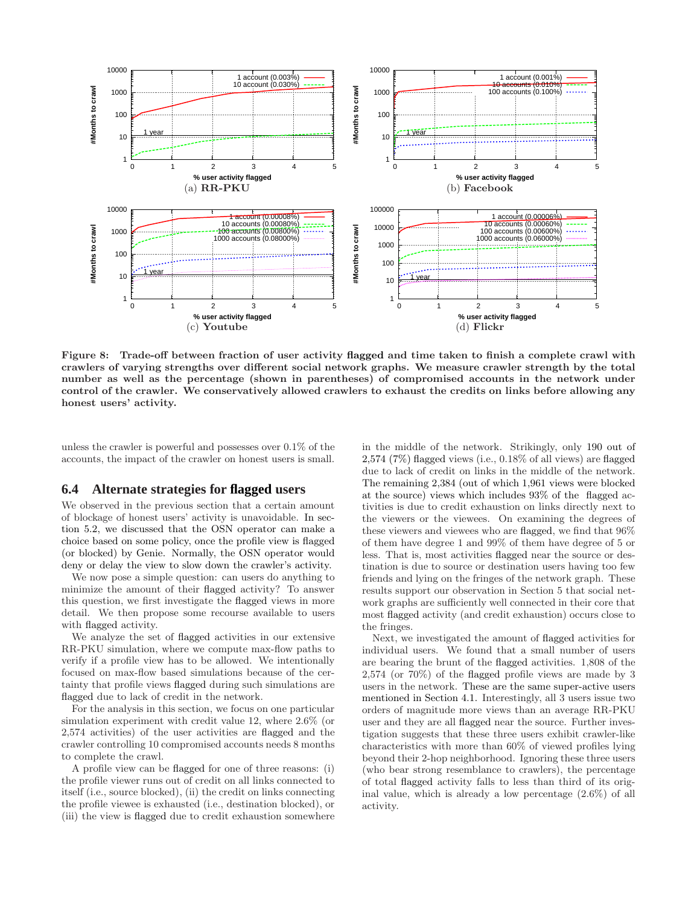**Figure 8: Trade-off between fraction of user activity flagged and time taken to finish a complete crawl with crawlers of varying strengths over different social network graphs. We measure crawler strength by the total number as well as the percentage (shown in parentheses) of compromised accounts in the network under control of the crawler. We conservatively allowed crawlers to exhaust the credits on links before allowing any honest users' activity.**

unless the crawler is powerful and possesses over 0.1% of the accounts, the impact of the crawler on honest users is small.

## 6.4 Alternate strategies for flagged users

We observed in the previous section that a certain amount of blockage of honest users' activity is unavoidable. In section 5.2, we discussed that the OSN operator can make a choice based on some policy, once the profile view is flagged (or blocked) by Genie. Normally, the OSN operator would deny or delay the view to slow down the crawler's activity.

We now pose a simple question: can users do anything to minimize the amount of their flagged activity? To answer this question, we first investigate the flagged views in more detail. We then propose some recourse available to users with flagged activity.

We analyze the set of flagged activities in our extensive RR-PKU simulation, where we compute max-flow paths to verify if a profile view has to be allowed. We intentionally focused on max-flow based simulations because of the certainty that profile views flagged during such simulations are flagged due to lack of credit in the network.

For the analysis in this section, we focus on one particular simulation experiment with credit value 12, where 2.6% (or 2,574 activities) of the user activities are flagged and the crawler controlling 10 compromised accounts needs 8 months to complete the crawl.

A profile view can be flagged for one of three reasons: (i) the profile viewer runs out of credit on all links connected to itself (i.e., source blocked), (ii) the credit on links connecting the profile viewee is exhausted (i.e., destination blocked), or (iii) the view is flagged due to credit exhaustion somewhere in the middle of the network. Strikingly, only 190 out of 2,574 (7%) flagged views (i.e., 0.18% of all views) are flagged due to lack of credit on links in the middle of the network. The remaining 2,384 (out of which 1,961 views were blocked at the source) views which includes 93% of the flagged activities is due to credit exhaustion on links directly next to the viewers or the viewees. On examining the degrees of these viewers and viewees who are flagged, we find that 96% of them have degree 1 and 99% of them have degree of 5 or less. That is, most activities flagged near the source or destination is due to source or destination users having too few friends and lying on the fringes of the network graph. These results support our observation in Section 5 that social network graphs are sufficiently well connected in their core that most flagged activity (and credit exhaustion) occurs close to the fringes.

Next, we investigated the amount of flagged activities for individual users. We found that a small number of users are bearing the brunt of the flagged activities. 1,808 of the 2,574 (or 70%) of the flagged profile views are made by 3 users in the network. These are the same super-active users mentioned in Section 4.1. Interestingly, all 3 users issue two orders of magnitude more views than an average RR-PKU user and they are all flagged near the source. Further investigation suggests that these three users exhibit crawler-like characteristics with more than 60% of viewed profiles lying beyond their 2-hop neighborhood. Ignoring these three users (who bear strong resemblance to crawlers), the percentage of total flagged activity falls to less than third of its original value, which is already a low percentage (2.6%) of all activity.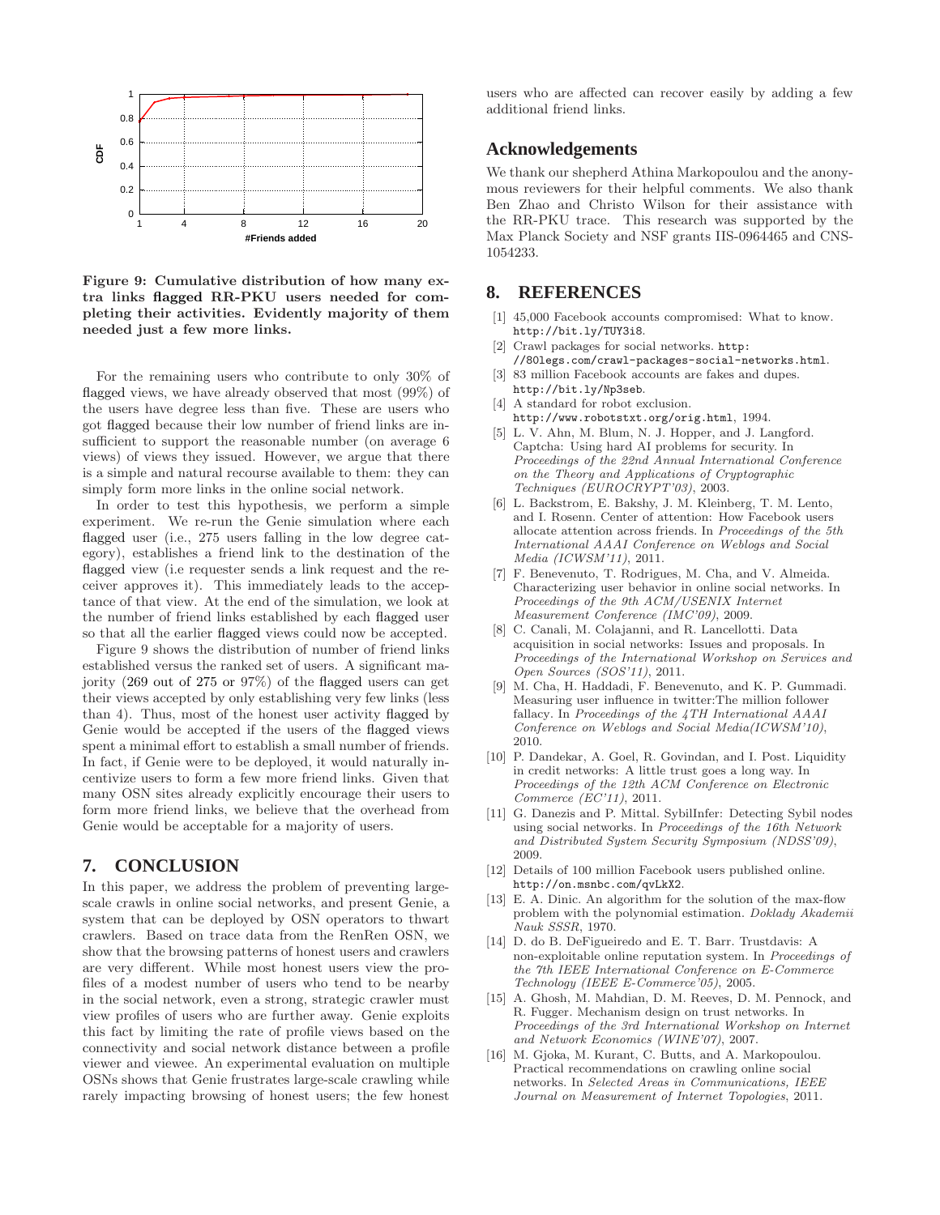Figure 9: Cumulative distribution of how many extra links flagged RR-PKU users needed for completing their activities. Evidently majority of them needed just a few more links.

For the remaining users who contribute to only 30% of flagged views, we have already observed that most (99%) of the users have degree less than five. These are users who got flagged because their low number of friend links are insufficient to support the reasonable number (on average 6 views) of views they issued. However, we argue that there is a simple and natural recourse available to them: they can simply form more links in the online social network.

In order to test this hypothesis, we perform a simple experiment. We re-run the Genie simulation where each flagged user (i.e., 275 users falling in the low degree category), establishes a friend link to the destination of the flagged view (i.e requester sends a link request and the receiver approves it). This immediately leads to the acceptance of that view. At the end of the simulation, we look at the number of friend links established by each flagged user so that all the earlier flagged views could now be accepted.

Figure 9 shows the distribution of number of friend links established versus the ranked set of users. A significant majority (269 out of 275 or 97%) of the flagged users can get their views accepted by only establishing very few links (less than 4). Thus, most of the honest user activity flagged by Genie would be accepted if the users of the flagged views spent a minimal effort to establish a small number of friends. In fact, if Genie were to be deployed, it would naturally incentivize users to form a few more friend links. Given that many OSN sites already explicitly encourage their users to form more friend links, we believe that the overhead from Genie would be acceptable for a majority of users.

## 7. CONCLUSION

In this paper, we address the problem of preventing large-scale crawls in online social networks, and present Genie, a system that can be deployed by OSN operators to thwart crawlers. Based on trace data from the RenRen OSN, we show that the browsing patterns of honest users and crawlers are very different. While most honest users view the profiles of a modest number of users who tend to be nearby in the social network, even a strong, strategic crawler must view profiles of users who are further away. Genie exploits this fact by limiting the rate of profile views based on the connectivity and social network distance between a profile viewer and viewee. An experimental evaluation on multiple OSNs shows that Genie frustrates large-scale crawling while rarely impacting browsing of honest users; the few honest users who are affected can recover easily by adding a few additional friend links.

## Acknowledgements

We thank our shepherd Athina Markopoulou and the anonymous reviewers for their helpful comments. We also thank Ben Zhao and Christo Wilson for their assistance with the RR-PKU trace. This research was supported by the Max Planck Society and NSF grants IIS-0964465 and CNS-1054233.

## 8. REFERENCES

[1] 45,000 Facebook accounts compromised: What to know. http://bit.ly/TUY3i8.

[2] Crawl packages for social networks. http://80legs.com/crawl-packages-social-networks.html.

[3] 83 million Facebook accounts are fakes and dupes. http://bit.ly/Np3seb.

[4] A standard for robot exclusion. http://www.robotstxt.org/orig.html, 1994.

[5] L. V. Ahn, M. Blum, N. J. Hopper, and J. Langford. Captcha: Using hard AI problems for security. In *Proceedings of the 22nd Annual International Conference on the Theory and Applications of Cryptographic Techniques (EUROCRYPT'03)*, 2003.

[6] L. Backstrom, E. Bakshy, J. M. Kleinberg, T. M. Lento, and I. Rosenn. Center of attention: How Facebook users allocate attention across friends. In *Proceedings of the 5th International AAAI Conference on Weblogs and Social Media (ICWSM'11)*, 2011.

[7] F. Benevenuto, T. Rodrigues, M. Cha, and V. Almeida. Characterizing user behavior in online social networks. In *Proceedings of the 9th ACM/USENIX Internet Measurement Conference (IMC'09)*, 2009.

[8] C. Canali, M. Colajanni, and R. Lancellotti. Data acquisition in social networks: Issues and proposals. In *Proceedings of the International Workshop on Services and Open Sources (SOS'11)*, 2011.

[9] M. Cha, H. Haddadi, F. Benevenuto, and K. P. Gummadi. Measuring user influence in twitter:The million follower fallacy. In *Proceedings of the 4TH International AAAI Conference on Weblogs and Social Media(ICWSM'10)*, 2010.

[10] P. Dandekar, A. Goel, R. Govindan, and I. Post. Liquidity in credit networks: A little trust goes a long way. In *Proceedings of the 12th ACM Conference on Electronic Commerce (EC'11)*, 2011.

[11] G. Danezis and P. Mittal. SybilInfer: Detecting Sybil nodes using social networks. In *Proceedings of the 16th Network and Distributed System Security Symposium (NDSS'09)*, 2009.

[12] Details of 100 million Facebook users published online. http://on.msnbc.com/qvLkX2.

[13] E. A. Dinic. An algorithm for the solution of the max-flow problem with the polynomial estimation. *Doklady Akademii Nauk SSSR*, 1970.

[14] D. do B. DeFigueiredo and E. T. Barr. Trustdavis: A non-exploitable online reputation system. In *Proceedings of the 7th IEEE International Conference on E-Commerce Technology (IEEE E-Commerce'05)*, 2005.

[15] A. Ghosh, M. Mahdian, D. M. Reeves, D. M. Pennock, and R. Fugger. Mechanism design on trust networks. In *Proceedings of the 3rd International Workshop on Internet and Network Economics (WINE'07)*, 2007.

[16] M. Gjoka, M. Kurant, C. Butts, and A. Markopoulou. Practical recommendations on crawling online social networks. In *Selected Areas in Communications, IEEE Journal on Measurement of Internet Topologies*, 2011.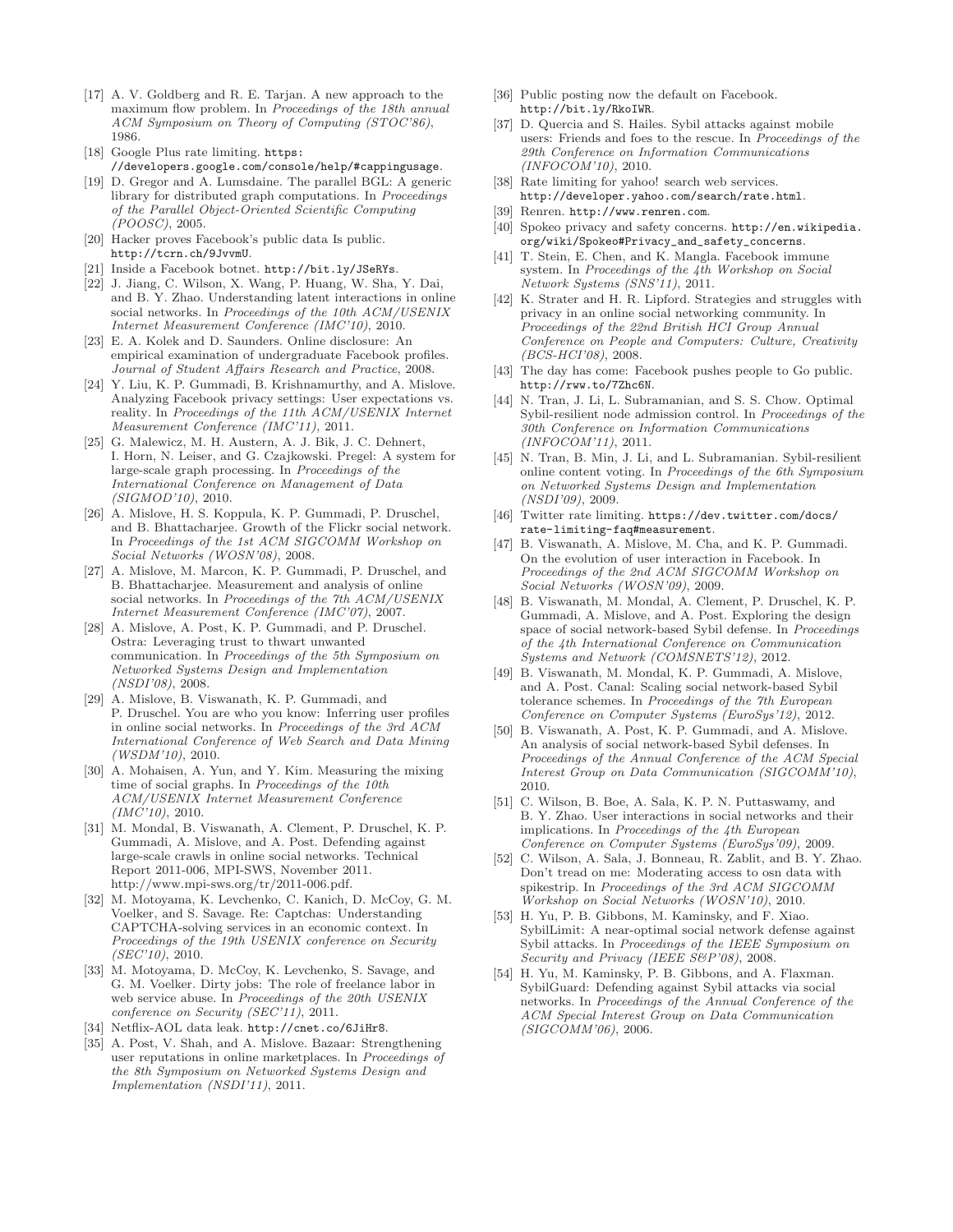- [17] A. V. Goldberg and R. E. Tarjan. A new approach to the maximum flow problem. In *Proceedings of the 18th annual ACM Symposium on Theory of Computing (STOC'86)*, 1986.
- [18] Google Plus rate limiting. `https://developers.google.com/console/help/#cappingusage`.
- [19] D. Gregor and A. Lumsdaine. The parallel BGL: A generic library for distributed graph computations. In *Proceedings of the Parallel Object-Oriented Scientific Computing (POOSC)*, 2005.
- [20] Hacker proves Facebook's public data Is public. `http://tcrn.ch/9JvvmU`.
- [21] Inside a Facebook botnet. `http://bit.ly/JSeRYs`.
- [22] J. Jiang, C. Wilson, X. Wang, P. Huang, W. Sha, Y. Dai, and B. Y. Zhao. Understanding latent interactions in online social networks. In *Proceedings of the 10th ACM/USENIX Internet Measurement Conference (IMC'10)*, 2010.
- [23] E. A. Kolek and D. Saunders. Online disclosure: An empirical examination of undergraduate Facebook profiles. *Journal of Student Affairs Research and Practice*, 2008.
- [24] Y. Liu, K. P. Gummadi, B. Krishnamurthy, and A. Mislove. Analyzing Facebook privacy settings: User expectations vs. reality. In *Proceedings of the 11th ACM/USENIX Internet Measurement Conference (IMC'11)*, 2011.
- [25] G. Malewicz, M. H. Austern, A. J. Bik, J. C. Dehnert, I. Horn, N. Leiser, and G. Czajkowski. Pregel: A system for large-scale graph processing. In *Proceedings of the International Conference on Management of Data (SIGMOD'10)*, 2010.
- [26] A. Mislove, H. S. Koppula, K. P. Gummadi, P. Druschel, and B. Bhattacharjee. Growth of the Flickr social network. In *Proceedings of the 1st ACM SIGCOMM Workshop on Social Networks (WOSN'08)*, 2008.
- [27] A. Mislove, M. Marcon, K. P. Gummadi, P. Druschel, and B. Bhattacharjee. Measurement and analysis of online social networks. In *Proceedings of the 7th ACM/USENIX Internet Measurement Conference (IMC'07)*, 2007.
- [28] A. Mislove, A. Post, K. P. Gummadi, and P. Druschel. Ostra: Leveraging trust to thwart unwanted communication. In *Proceedings of the 5th Symposium on Networked Systems Design and Implementation (NSDI'08)*, 2008.
- [29] A. Mislove, B. Viswanath, K. P. Gummadi, and P. Druschel. You are who you know: Inferring user profiles in online social networks. In *Proceedings of the 3rd ACM International Conference of Web Search and Data Mining (WSDM'10)*, 2010.
- [30] A. Mohaisen, A. Yun, and Y. Kim. Measuring the mixing time of social graphs. In *Proceedings of the 10th ACM/USENIX Internet Measurement Conference (IMC'10)*, 2010.
- [31] M. Mondal, B. Viswanath, A. Clement, P. Druschel, K. P. Gummadi, A. Mislove, and A. Post. Defending against large-scale crawls in online social networks. Technical Report 2011-006, MPI-SWS, November 2011. http://www.mpi-sws.org/tr/2011-006.pdf.
- [32] M. Motoyama, K. Levchenko, C. Kanich, D. McCoy, G. M. Voelker, and S. Savage. Re: Captchas: Understanding CAPTCHA-solving services in an economic context. In *Proceedings of the 19th USENIX conference on Security (SEC'10)*, 2010.
- [33] M. Motoyama, D. McCoy, K. Levchenko, S. Savage, and G. M. Voelker. Dirty jobs: The role of freelance labor in web service abuse. In *Proceedings of the 20th USENIX conference on Security (SEC'11)*, 2011.
- [34] Netflix-AOL data leak. `http://cnet.co/6JiHr8`.
- [35] A. Post, V. Shah, and A. Mislove. Bazaar: Strengthening user reputations in online marketplaces. In *Proceedings of the 8th Symposium on Networked Systems Design and Implementation (NSDI'11)*, 2011.
- [36] Public posting now the default on Facebook. `http://bit.ly/RkoIWR`.
- [37] D. Quercia and S. Hailes. Sybil attacks against mobile users: Friends and foes to the rescue. In *Proceedings of the 29th Conference on Information Communications (INFOCOM'10)*, 2010.
- [38] Rate limiting for yahoo! search web services. `http://developer.yahoo.com/search/rate.html`.
- [39] Renren. `http://www.renren.com`.
- [40] Spokeo privacy and safety concerns. `http://en.wikipedia.org/wiki/Spokeo#Privacy_and_safety_concerns`.
- [41] T. Stein, E. Chen, and K. Mangla. Facebook immune system. In *Proceedings of the 4th Workshop on Social Network Systems (SNS'11)*, 2011.
- [42] K. Strater and H. R. Lipford. Strategies and struggles with privacy in an online social networking community. In *Proceedings of the 22nd British HCI Group Annual Conference on People and Computers: Culture, Creativity (BCS-HCI'08)*, 2008.
- [43] The day has come: Facebook pushes people to Go public. `http://rww.to/7Zhc6N`.
- [44] N. Tran, J. Li, L. Subramanian, and S. S. Chow. Optimal Sybil-resilient node admission control. In *Proceedings of the 30th Conference on Information Communications (INFOCOM'11)*, 2011.
- [45] N. Tran, B. Min, J. Li, and L. Subramanian. Sybil-resilient online content voting. In *Proceedings of the 6th Symposium on Networked Systems Design and Implementation (NSDI'09)*, 2009.
- [46] Twitter rate limiting. `https://dev.twitter.com/docs/rate-limiting-faq#measurement`.
- [47] B. Viswanath, A. Mislove, M. Cha, and K. P. Gummadi. On the evolution of user interaction in Facebook. In *Proceedings of the 2nd ACM SIGCOMM Workshop on Social Networks (WOSN'09)*, 2009.
- [48] B. Viswanath, M. Mondal, A. Clement, P. Druschel, K. P. Gummadi, A. Mislove, and A. Post. Exploring the design space of social network-based Sybil defense. In *Proceedings of the 4th International Conference on Communication Systems and Network (COMSNETS'12)*, 2012.
- [49] B. Viswanath, M. Mondal, K. P. Gummadi, A. Mislove, and A. Post. Canal: Scaling social network-based Sybil tolerance schemes. In *Proceedings of the 7th European Conference on Computer Systems (EuroSys'12)*, 2012.
- [50] B. Viswanath, A. Post, K. P. Gummadi, and A. Mislove. An analysis of social network-based Sybil defenses. In *Proceedings of the Annual Conference of the ACM Special Interest Group on Data Communication (SIGCOMM'10)*, 2010.
- [51] C. Wilson, B. Boe, A. Sala, K. P. N. Puttaswamy, and B. Y. Zhao. User interactions in social networks and their implications. In *Proceedings of the 4th European Conference on Computer Systems (EuroSys'09)*, 2009.
- [52] C. Wilson, A. Sala, J. Bonneau, R. Zablit, and B. Y. Zhao. Don't tread on me: Moderating access to osn data with spikestrip. In *Proceedings of the 3rd ACM SIGCOMM Workshop on Social Networks (WOSN'10)*, 2010.
- [53] H. Yu, P. B. Gibbons, M. Kaminsky, and F. Xiao. SybilLimit: A near-optimal social network defense against Sybil attacks. In *Proceedings of the IEEE Symposium on Security and Privacy (IEEE S&P'08)*, 2008.
- [54] H. Yu, M. Kaminsky, P. B. Gibbons, and A. Flaxman. SybilGuard: Defending against Sybil attacks via social networks. In *Proceedings of the Annual Conference of the ACM Special Interest Group on Data Communication (SIGCOMM'06)*, 2006.